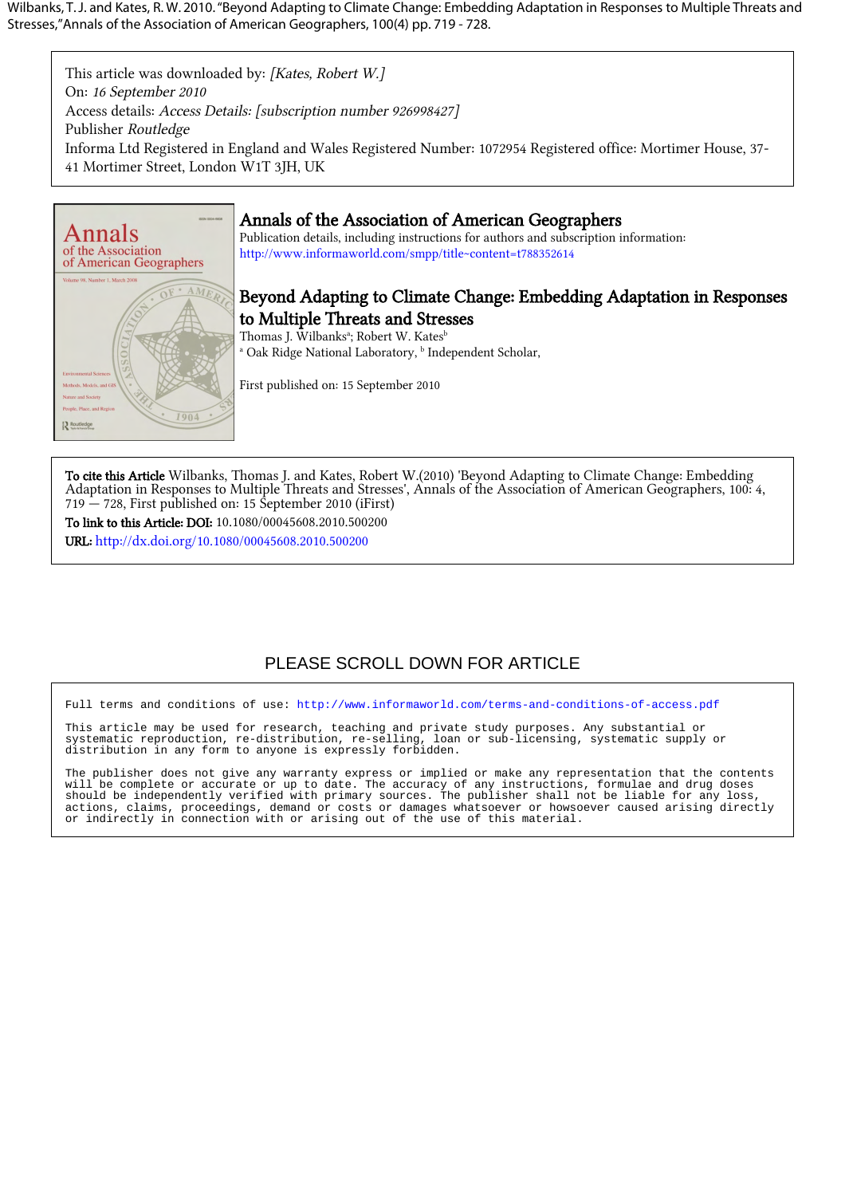Wilbanks, T. J. and Kates, R. W. 2010. "Beyond Adapting to Climate Change: Embedding Adaptation in Responses to Multiple Threats and Stresses," Annals of the Association of American Geographers, 100(4) pp. 719 - 728.

This article was downloaded by: *[Kates, Robert W.]*
On: *16 September 2010*
Access details: *Access Details: [subscription number 926998427]*
Publisher *Routledge*
Informa Ltd Registered in England and Wales Registered Number: 1072954 Registered office: Mortimer House, 37-41 Mortimer Street, London W1T 3JH, UK

# Annals of the Association of American Geographers

Publication details, including instructions for authors and subscription information:
http://www.informaworld.com/smpp/title~content=t788352614

# Beyond Adapting to Climate Change: Embedding Adaptation in Responses to Multiple Threats and Stresses

Thomas J. Wilbanks[a]; Robert W. Kates[b]

[a] Oak Ridge National Laboratory, [b] Independent Scholar,

First published on: 15 September 2010

**To cite this Article** Wilbanks, Thomas J. and Kates, Robert W.(2010) 'Beyond Adapting to Climate Change: Embedding Adaptation in Responses to Multiple Threats and Stresses', Annals of the Association of American Geographers, 100: 4, 719 — 728, First published on: 15 September 2010 (iFirst)

**To link to this Article: DOI:** 10.1080/00045608.2010.500200

**URL:** http://dx.doi.org/10.1080/00045608.2010.500200

PLEASE SCROLL DOWN FOR ARTICLE

Full terms and conditions of use: http://www.informaworld.com/terms-and-conditions-of-access.pdf

This article may be used for research, teaching and private study purposes. Any substantial or systematic reproduction, re-distribution, re-selling, loan or sub-licensing, systematic supply or distribution in any form to anyone is expressly forbidden.

The publisher does not give any warranty express or implied or make any representation that the contents will be complete or accurate or up to date. The accuracy of any instructions, formulae and drug doses should be independently verified with primary sources. The publisher shall not be liable for any loss, actions, claims, proceedings, demand or costs or damages whatsoever or howsoever caused arising directly or indirectly in connection with or arising out of the use of this material.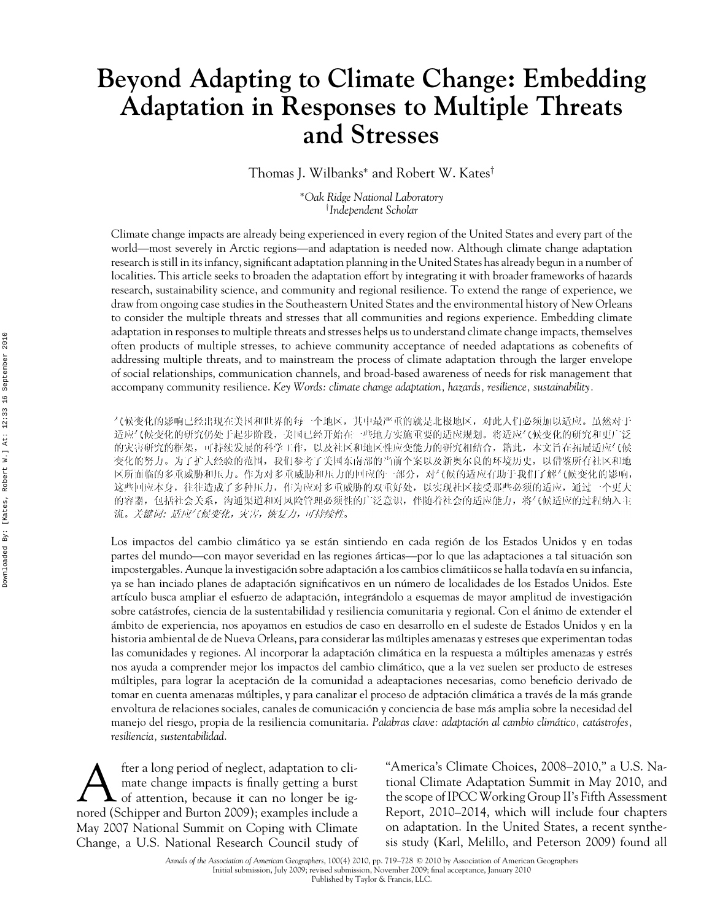# Beyond Adapting to Climate Change: Embedding Adaptation in Responses to Multiple Threats and Stresses

Thomas J. Wilbanks* and Robert W. Kates†

*Oak Ridge National Laboratory
†Independent Scholar

Climate change impacts are already being experienced in every region of the United States and every part of the world—most severely in Arctic regions—and adaptation is needed now. Although climate change adaptation research is still in its infancy, significant adaptation planning in the United States has already begun in a number of localities. This article seeks to broaden the adaptation effort by integrating it with broader frameworks of hazards research, sustainability science, and community and regional resilience. To extend the range of experience, we draw from ongoing case studies in the Southeastern United States and the environmental history of New Orleans to consider the multiple threats and stresses that all communities and regions experience. Embedding climate adaptation in responses to multiple threats and stresses helps us to understand climate change impacts, themselves often products of multiple stresses, to achieve community acceptance of needed adaptations as cobenefits of addressing multiple threats, and to mainstream the process of climate adaptation through the larger envelope of social relationships, communication channels, and broad-based awareness of needs for risk management that accompany community resilience. *Key Words: climate change adaptation, hazards, resilience, sustainability.*

气候变化的影响已经出现在美国和世界的每一个地区，其中最严重的就是北极地区，对此人们必须加以适应。虽然对于适应气候变化的研究仍处于起步阶段，美国已经开始在一些地方实施重要的适应规划。将适应气候变化的研究和更广泛的灾害研究的框架，可持续发展的科学工作，以及社区和地区性应变能力的研究相结合，籍此，本文旨在拓展适应气候变化的努力。为了扩大经验的范围，我们参考了美国东南部的当前个案以及新奥尔良的环境历史，以借鉴所有社区和地区所面临的多重威胁和压力。作为对多重威胁和压力的回应的一部分，对气候的适应有助于我们了解气候变化的影响，这些回应本身，往往造成了多种压力，作为应对多重威胁的双重好处，以实现社区接受那些必须的适应，通过一个更大的容器，包括社会关系，沟通渠道和对风险管理必须性的广泛意识，伴随着社会的适应能力，将气候适应的过程纳入主流。*关键词：适应气候变化，灾害，恢复力，可持续性。*

Los impactos del cambio climático ya se están sintiendo en cada región de los Estados Unidos y en todas partes del mundo—con mayor severidad en las regiones árticas—por lo que las adaptaciones a tal situación son impostergables. Aunque la investigación sobre adaptación a los cambios climátiicos se halla todavía en su infancia, ya se han inciado planes de adaptación significativos en un número de localidades de los Estados Unidos. Este artículo busca ampliar el esfuerzo de adaptación, integrándolo a esquemas de mayor amplitud de investigación sobre catástrofes, ciencia de la sustentabilidad y resiliencia comunitaria y regional. Con el ánimo de extender el ámbito de experiencia, nos apoyamos en estudios de caso en desarrollo en el sudeste de Estados Unidos y en la historia ambiental de de Nueva Orleans, para considerar las múltiples amenazas y estreses que experimentan todas las comunidades y regiones. Al incorporar la adaptación climática en la respuesta a múltiples amenazas y estrés nos ayuda a comprender mejor los impactos del cambio climático, que a la vez suelen ser producto de estreses múltiples, para lograr la aceptación de la comunidad a adeaptaciones necesarias, como beneficio derivado de tomar en cuenta amenazas múltiples, y para canalizar el proceso de adptación climática a través de la más grande envoltura de relaciones sociales, canales de comunicación y conciencia de base más amplia sobre la necesidad del manejo del riesgo, propia de la resiliencia comunitaria. *Palabras clave: adaptación al cambio climático, catástrofes, resiliencia, sustentabilidad.*

After a long period of neglect, adaptation to climate change impacts is finally getting a burst of attention, because it can no longer be ignored (Schipper and Burton 2009); examples include a May 2007 National Summit on Coping with Climate Change, a U.S. National Research Council study of "America's Climate Choices, 2008–2010," a U.S. National Climate Adaptation Summit in May 2010, and the scope of IPCC Working Group II's Fifth Assessment Report, 2010–2014, which will include four chapters on adaptation. In the United States, a recent synthesis study (Karl, Melillo, and Peterson 2009) found all

*Annals of the Association of American Geographers*, 100(4) 2010, pp. 719–728 © 2010 by Association of American Geographers
Initial submission, July 2009; revised submission, November 2009; final acceptance, January 2010
Published by Taylor & Francis, LLC.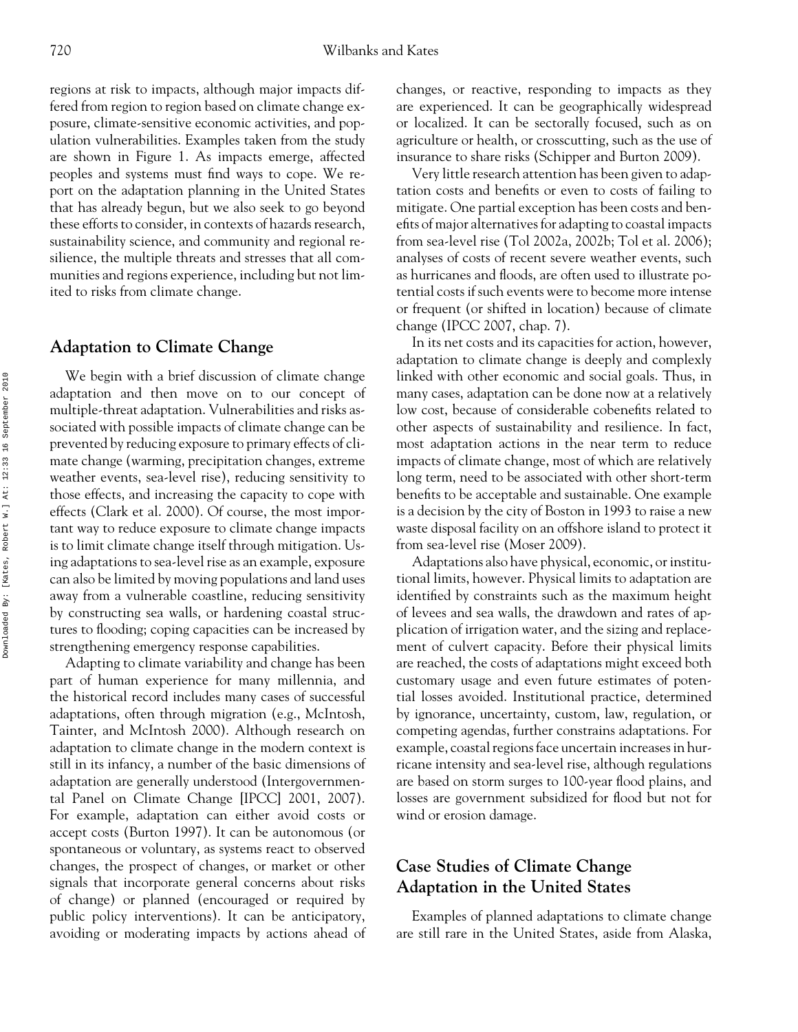regions at risk to impacts, although major impacts differed from region to region based on climate change exposure, climate-sensitive economic activities, and population vulnerabilities. Examples taken from the study are shown in Figure 1. As impacts emerge, affected peoples and systems must find ways to cope. We report on the adaptation planning in the United States that has already begun, but we also seek to go beyond these efforts to consider, in contexts of hazards research, sustainability science, and community and regional resilience, the multiple threats and stresses that all communities and regions experience, including but not limited to risks from climate change.

## Adaptation to Climate Change

We begin with a brief discussion of climate change adaptation and then move on to our concept of multiple-threat adaptation. Vulnerabilities and risks associated with possible impacts of climate change can be prevented by reducing exposure to primary effects of climate change (warming, precipitation changes, extreme weather events, sea-level rise), reducing sensitivity to those effects, and increasing the capacity to cope with effects (Clark et al. 2000). Of course, the most important way to reduce exposure to climate change impacts is to limit climate change itself through mitigation. Using adaptations to sea-level rise as an example, exposure can also be limited by moving populations and land uses away from a vulnerable coastline, reducing sensitivity by constructing sea walls, or hardening coastal structures to flooding; coping capacities can be increased by strengthening emergency response capabilities.

Adapting to climate variability and change has been part of human experience for many millennia, and the historical record includes many cases of successful adaptations, often through migration (e.g., McIntosh, Tainter, and McIntosh 2000). Although research on adaptation to climate change in the modern context is still in its infancy, a number of the basic dimensions of adaptation are generally understood (Intergovernmental Panel on Climate Change [IPCC] 2001, 2007). For example, adaptation can either avoid costs or accept costs (Burton 1997). It can be autonomous (or spontaneous or voluntary, as systems react to observed changes, the prospect of changes, or market or other signals that incorporate general concerns about risks of change) or planned (encouraged or required by public policy interventions). It can be anticipatory, avoiding or moderating impacts by actions ahead of changes, or reactive, responding to impacts as they are experienced. It can be geographically widespread or localized. It can be sectorally focused, such as on agriculture or health, or crosscutting, such as the use of insurance to share risks (Schipper and Burton 2009).

Very little research attention has been given to adaptation costs and benefits or even to costs of failing to mitigate. One partial exception has been costs and benefits of major alternatives for adapting to coastal impacts from sea-level rise (Tol 2002a, 2002b; Tol et al. 2006); analyses of costs of recent severe weather events, such as hurricanes and floods, are often used to illustrate potential costs if such events were to become more intense or frequent (or shifted in location) because of climate change (IPCC 2007, chap. 7).

In its net costs and its capacities for action, however, adaptation to climate change is deeply and complexly linked with other economic and social goals. Thus, in many cases, adaptation can be done now at a relatively low cost, because of considerable cobenefits related to other aspects of sustainability and resilience. In fact, most adaptation actions in the near term to reduce impacts of climate change, most of which are relatively long term, need to be associated with other short-term benefits to be acceptable and sustainable. One example is a decision by the city of Boston in 1993 to raise a new waste disposal facility on an offshore island to protect it from sea-level rise (Moser 2009).

Adaptations also have physical, economic, or institutional limits, however. Physical limits to adaptation are identified by constraints such as the maximum height of levees and sea walls, the drawdown and rates of application of irrigation water, and the sizing and replacement of culvert capacity. Before their physical limits are reached, the costs of adaptations might exceed both customary usage and even future estimates of potential losses avoided. Institutional practice, determined by ignorance, uncertainty, custom, law, regulation, or competing agendas, further constrains adaptations. For example, coastal regions face uncertain increases in hurricane intensity and sea-level rise, although regulations are based on storm surges to 100-year flood plains, and losses are government subsidized for flood but not for wind or erosion damage.

## Case Studies of Climate Change Adaptation in the United States

Examples of planned adaptations to climate change are still rare in the United States, aside from Alaska,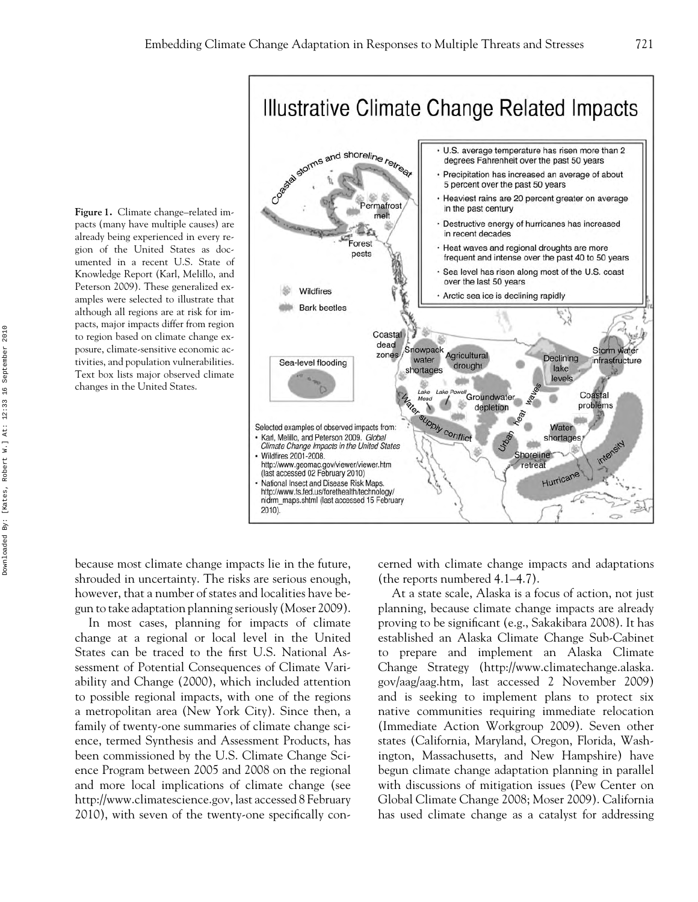**Figure 1.** Climate change–related impacts (many have multiple causes) are already being experienced in every region of the United States as documented in a recent U.S. State of Knowledge Report (Karl, Melillo, and Peterson 2009). These generalized examples were selected to illustrate that although all regions are at risk for impacts, major impacts differ from region to region based on climate change exposure, climate-sensitive economic activities, and population vulnerabilities. Text box lists major observed climate changes in the United States.

because most climate change impacts lie in the future, shrouded in uncertainty. The risks are serious enough, however, that a number of states and localities have begun to take adaptation planning seriously (Moser 2009).

In most cases, planning for impacts of climate change at a regional or local level in the United States can be traced to the first U.S. National Assessment of Potential Consequences of Climate Variability and Change (2000), which included attention to possible regional impacts, with one of the regions a metropolitan area (New York City). Since then, a family of twenty-one summaries of climate change science, termed Synthesis and Assessment Products, has been commissioned by the U.S. Climate Change Science Program between 2005 and 2008 on the regional and more local implications of climate change (see http://www.climatescience.gov, last accessed 8 February 2010), with seven of the twenty-one specifically concerned with climate change impacts and adaptations (the reports numbered 4.1–4.7).

At a state scale, Alaska is a focus of action, not just planning, because climate change impacts are already proving to be significant (e.g., Sakakibara 2008). It has established an Alaska Climate Change Sub-Cabinet to prepare and implement an Alaska Climate Change Strategy (http://www.climatechange.alaska.gov/aag/aag.htm, last accessed 2 November 2009) and is seeking to implement plans to protect six native communities requiring immediate relocation (Immediate Action Workgroup 2009). Seven other states (California, Maryland, Oregon, Florida, Washington, Massachusetts, and New Hampshire) have begun climate change adaptation planning in parallel with discussions of mitigation issues (Pew Center on Global Climate Change 2008; Moser 2009). California has used climate change as a catalyst for addressing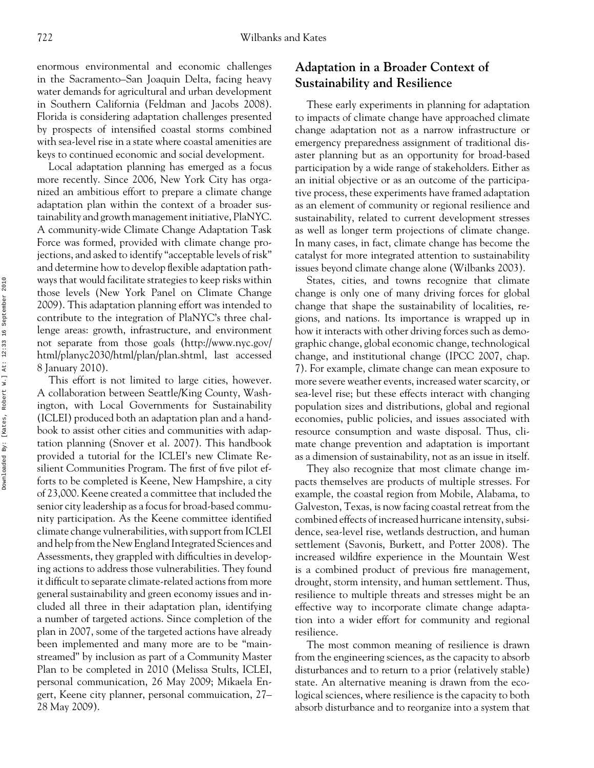enormous environmental and economic challenges in the Sacramento–San Joaquin Delta, facing heavy water demands for agricultural and urban development in Southern California (Feldman and Jacobs 2008). Florida is considering adaptation challenges presented by prospects of intensified coastal storms combined with sea-level rise in a state where coastal amenities are keys to continued economic and social development.

Local adaptation planning has emerged as a focus more recently. Since 2006, New York City has organized an ambitious effort to prepare a climate change adaptation plan within the context of a broader sustainability and growth management initiative, PlaNYC. A community-wide Climate Change Adaptation Task Force was formed, provided with climate change projections, and asked to identify "acceptable levels of risk" and determine how to develop flexible adaptation pathways that would facilitate strategies to keep risks within those levels (New York Panel on Climate Change 2009). This adaptation planning effort was intended to contribute to the integration of PlaNYC's three challenge areas: growth, infrastructure, and environment not separate from those goals (http://www.nyc.gov/html/planyc2030/html/plan/plan.shtml, last accessed 8 January 2010).

This effort is not limited to large cities, however. A collaboration between Seattle/King County, Washington, with Local Governments for Sustainability (ICLEI) produced both an adaptation plan and a handbook to assist other cities and communities with adaptation planning (Snover et al. 2007). This handbook provided a tutorial for the ICLEI's new Climate Resilient Communities Program. The first of five pilot efforts to be completed is Keene, New Hampshire, a city of 23,000. Keene created a committee that included the senior city leadership as a focus for broad-based community participation. As the Keene committee identified climate change vulnerabilities, with support from ICLEI and help from the New England Integrated Sciences and Assessments, they grappled with difficulties in developing actions to address those vulnerabilities. They found it difficult to separate climate-related actions from more general sustainability and green economy issues and included all three in their adaptation plan, identifying a number of targeted actions. Since completion of the plan in 2007, some of the targeted actions have already been implemented and many more are to be "mainstreamed" by inclusion as part of a Community Master Plan to be completed in 2010 (Melissa Stults, ICLEI, personal communication, 26 May 2009; Mikaela Engert, Keene city planner, personal commuication, 27–28 May 2009).

## Adaptation in a Broader Context of Sustainability and Resilience

These early experiments in planning for adaptation to impacts of climate change have approached climate change adaptation not as a narrow infrastructure or emergency preparedness assignment of traditional disaster planning but as an opportunity for broad-based participation by a wide range of stakeholders. Either as an initial objective or as an outcome of the participative process, these experiments have framed adaptation as an element of community or regional resilience and sustainability, related to current development stresses as well as longer term projections of climate change. In many cases, in fact, climate change has become the catalyst for more integrated attention to sustainability issues beyond climate change alone (Wilbanks 2003).

States, cities, and towns recognize that climate change is only one of many driving forces for global change that shape the sustainability of localities, regions, and nations. Its importance is wrapped up in how it interacts with other driving forces such as demographic change, global economic change, technological change, and institutional change (IPCC 2007, chap. 7). For example, climate change can mean exposure to more severe weather events, increased water scarcity, or sea-level rise; but these effects interact with changing population sizes and distributions, global and regional economies, public policies, and issues associated with resource consumption and waste disposal. Thus, climate change prevention and adaptation is important as a dimension of sustainability, not as an issue in itself.

They also recognize that most climate change impacts themselves are products of multiple stresses. For example, the coastal region from Mobile, Alabama, to Galveston, Texas, is now facing coastal retreat from the combined effects of increased hurricane intensity, subsidence, sea-level rise, wetlands destruction, and human settlement (Savonis, Burkett, and Potter 2008). The increased wildfire experience in the Mountain West is a combined product of previous fire management, drought, storm intensity, and human settlement. Thus, resilience to multiple threats and stresses might be an effective way to incorporate climate change adaptation into a wider effort for community and regional resilience.

The most common meaning of resilience is drawn from the engineering sciences, as the capacity to absorb disturbances and to return to a prior (relatively stable) state. An alternative meaning is drawn from the ecological sciences, where resilience is the capacity to both absorb disturbance and to reorganize into a system that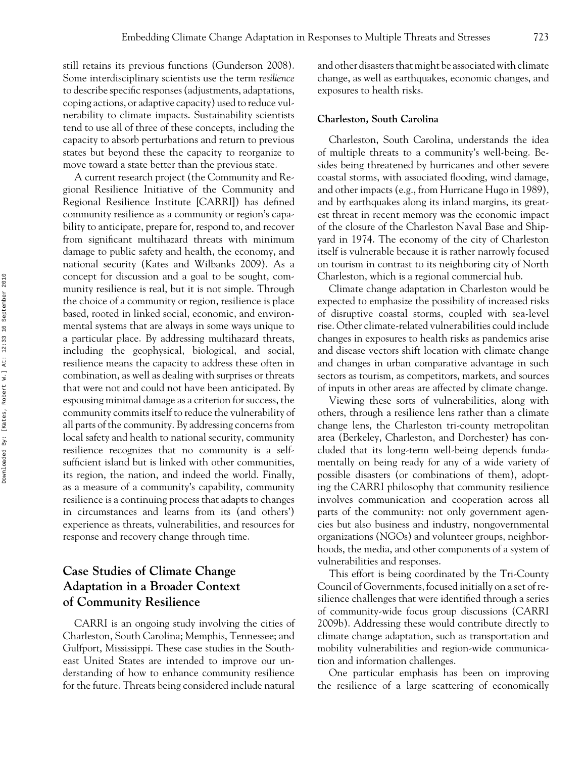still retains its previous functions (Gunderson 2008). Some interdisciplinary scientists use the term *resilience* to describe specific responses (adjustments, adaptations, coping actions, or adaptive capacity) used to reduce vulnerability to climate impacts. Sustainability scientists tend to use all of three of these concepts, including the capacity to absorb perturbations and return to previous states but beyond these the capacity to reorganize to move toward a state better than the previous state.

A current research project (the Community and Regional Resilience Initiative of the Community and Regional Resilience Institute [CARRI]) has defined community resilience as a community or region's capability to anticipate, prepare for, respond to, and recover from significant multihazard threats with minimum damage to public safety and health, the economy, and national security (Kates and Wilbanks 2009). As a concept for discussion and a goal to be sought, community resilience is real, but it is not simple. Through the choice of a community or region, resilience is place based, rooted in linked social, economic, and environmental systems that are always in some ways unique to a particular place. By addressing multihazard threats, including the geophysical, biological, and social, resilience means the capacity to address these often in combination, as well as dealing with surprises or threats that were not and could not have been anticipated. By espousing minimal damage as a criterion for success, the community commits itself to reduce the vulnerability of all parts of the community. By addressing concerns from local safety and health to national security, community resilience recognizes that no community is a self-sufficient island but is linked with other communities, its region, the nation, and indeed the world. Finally, as a measure of a community's capability, community resilience is a continuing process that adapts to changes in circumstances and learns from its (and others') experience as threats, vulnerabilities, and resources for response and recovery change through time.

## Case Studies of Climate Change Adaptation in a Broader Context of Community Resilience

CARRI is an ongoing study involving the cities of Charleston, South Carolina; Memphis, Tennessee; and Gulfport, Mississippi. These case studies in the Southeast United States are intended to improve our understanding of how to enhance community resilience for the future. Threats being considered include natural and other disasters that might be associated with climate change, as well as earthquakes, economic changes, and exposures to health risks.

### Charleston, South Carolina

Charleston, South Carolina, understands the idea of multiple threats to a community's well-being. Besides being threatened by hurricanes and other severe coastal storms, with associated flooding, wind damage, and other impacts (e.g., from Hurricane Hugo in 1989), and by earthquakes along its inland margins, its greatest threat in recent memory was the economic impact of the closure of the Charleston Naval Base and Shipyard in 1974. The economy of the city of Charleston itself is vulnerable because it is rather narrowly focused on tourism in contrast to its neighboring city of North Charleston, which is a regional commercial hub.

Climate change adaptation in Charleston would be expected to emphasize the possibility of increased risks of disruptive coastal storms, coupled with sea-level rise. Other climate-related vulnerabilities could include changes in exposures to health risks as pandemics arise and disease vectors shift location with climate change and changes in urban comparative advantage in such sectors as tourism, as competitors, markets, and sources of inputs in other areas are affected by climate change.

Viewing these sorts of vulnerabilities, along with others, through a resilience lens rather than a climate change lens, the Charleston tri-county metropolitan area (Berkeley, Charleston, and Dorchester) has concluded that its long-term well-being depends fundamentally on being ready for any of a wide variety of possible disasters (or combinations of them), adopting the CARRI philosophy that community resilience involves communication and cooperation across all parts of the community: not only government agencies but also business and industry, nongovernmental organizations (NGOs) and volunteer groups, neighborhoods, the media, and other components of a system of vulnerabilities and responses.

This effort is being coordinated by the Tri-County Council of Governments, focused initially on a set of resilience challenges that were identified through a series of community-wide focus group discussions (CARRI 2009b). Addressing these would contribute directly to climate change adaptation, such as transportation and mobility vulnerabilities and region-wide communication and information challenges.

One particular emphasis has been on improving the resilience of a large scattering of economically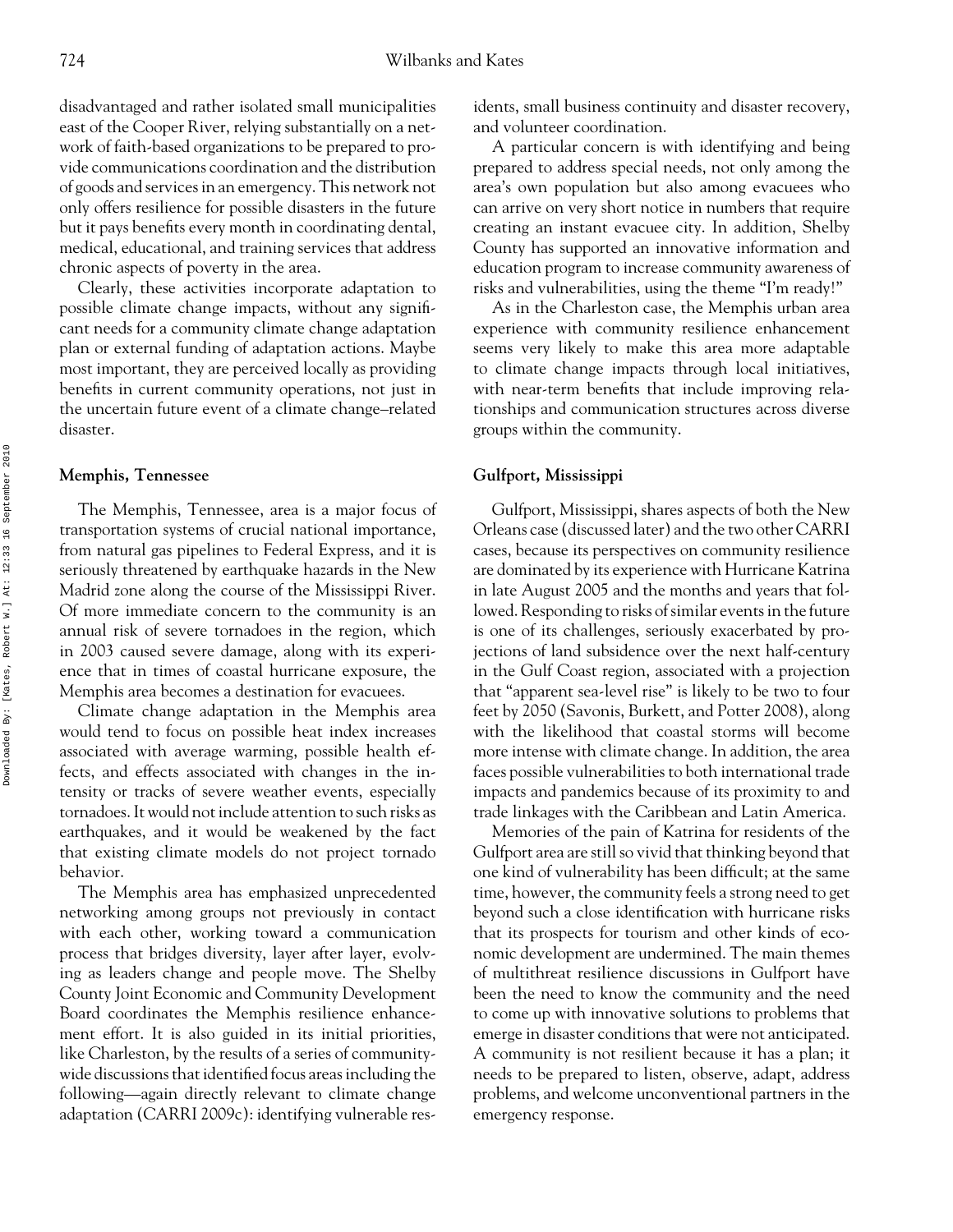disadvantaged and rather isolated small municipalities east of the Cooper River, relying substantially on a network of faith-based organizations to be prepared to provide communications coordination and the distribution of goods and services in an emergency. This network not only offers resilience for possible disasters in the future but it pays benefits every month in coordinating dental, medical, educational, and training services that address chronic aspects of poverty in the area.

Clearly, these activities incorporate adaptation to possible climate change impacts, without any significant needs for a community climate change adaptation plan or external funding of adaptation actions. Maybe most important, they are perceived locally as providing benefits in current community operations, not just in the uncertain future event of a climate change–related disaster.

### Memphis, Tennessee

The Memphis, Tennessee, area is a major focus of transportation systems of crucial national importance, from natural gas pipelines to Federal Express, and it is seriously threatened by earthquake hazards in the New Madrid zone along the course of the Mississippi River. Of more immediate concern to the community is an annual risk of severe tornadoes in the region, which in 2003 caused severe damage, along with its experience that in times of coastal hurricane exposure, the Memphis area becomes a destination for evacuees.

Climate change adaptation in the Memphis area would tend to focus on possible heat index increases associated with average warming, possible health effects, and effects associated with changes in the intensity or tracks of severe weather events, especially tornadoes. It would not include attention to such risks as earthquakes, and it would be weakened by the fact that existing climate models do not project tornado behavior.

The Memphis area has emphasized unprecedented networking among groups not previously in contact with each other, working toward a communication process that bridges diversity, layer after layer, evolving as leaders change and people move. The Shelby County Joint Economic and Community Development Board coordinates the Memphis resilience enhancement effort. It is also guided in its initial priorities, like Charleston, by the results of a series of communitywide discussions that identified focus areas including the following—again directly relevant to climate change adaptation (CARRI 2009c): identifying vulnerable residents, small business continuity and disaster recovery, and volunteer coordination.

A particular concern is with identifying and being prepared to address special needs, not only among the area's own population but also among evacuees who can arrive on very short notice in numbers that require creating an instant evacuee city. In addition, Shelby County has supported an innovative information and education program to increase community awareness of risks and vulnerabilities, using the theme "I'm ready!"

As in the Charleston case, the Memphis urban area experience with community resilience enhancement seems very likely to make this area more adaptable to climate change impacts through local initiatives, with near-term benefits that include improving relationships and communication structures across diverse groups within the community.

### Gulfport, Mississippi

Gulfport, Mississippi, shares aspects of both the New Orleans case (discussed later) and the two other CARRI cases, because its perspectives on community resilience are dominated by its experience with Hurricane Katrina in late August 2005 and the months and years that followed. Responding to risks of similar events in the future is one of its challenges, seriously exacerbated by projections of land subsidence over the next half-century in the Gulf Coast region, associated with a projection that "apparent sea-level rise" is likely to be two to four feet by 2050 (Savonis, Burkett, and Potter 2008), along with the likelihood that coastal storms will become more intense with climate change. In addition, the area faces possible vulnerabilities to both international trade impacts and pandemics because of its proximity to and trade linkages with the Caribbean and Latin America.

Memories of the pain of Katrina for residents of the Gulfport area are still so vivid that thinking beyond that one kind of vulnerability has been difficult; at the same time, however, the community feels a strong need to get beyond such a close identification with hurricane risks that its prospects for tourism and other kinds of economic development are undermined. The main themes of multithreat resilience discussions in Gulfport have been the need to know the community and the need to come up with innovative solutions to problems that emerge in disaster conditions that were not anticipated. A community is not resilient because it has a plan; it needs to be prepared to listen, observe, adapt, address problems, and welcome unconventional partners in the emergency response.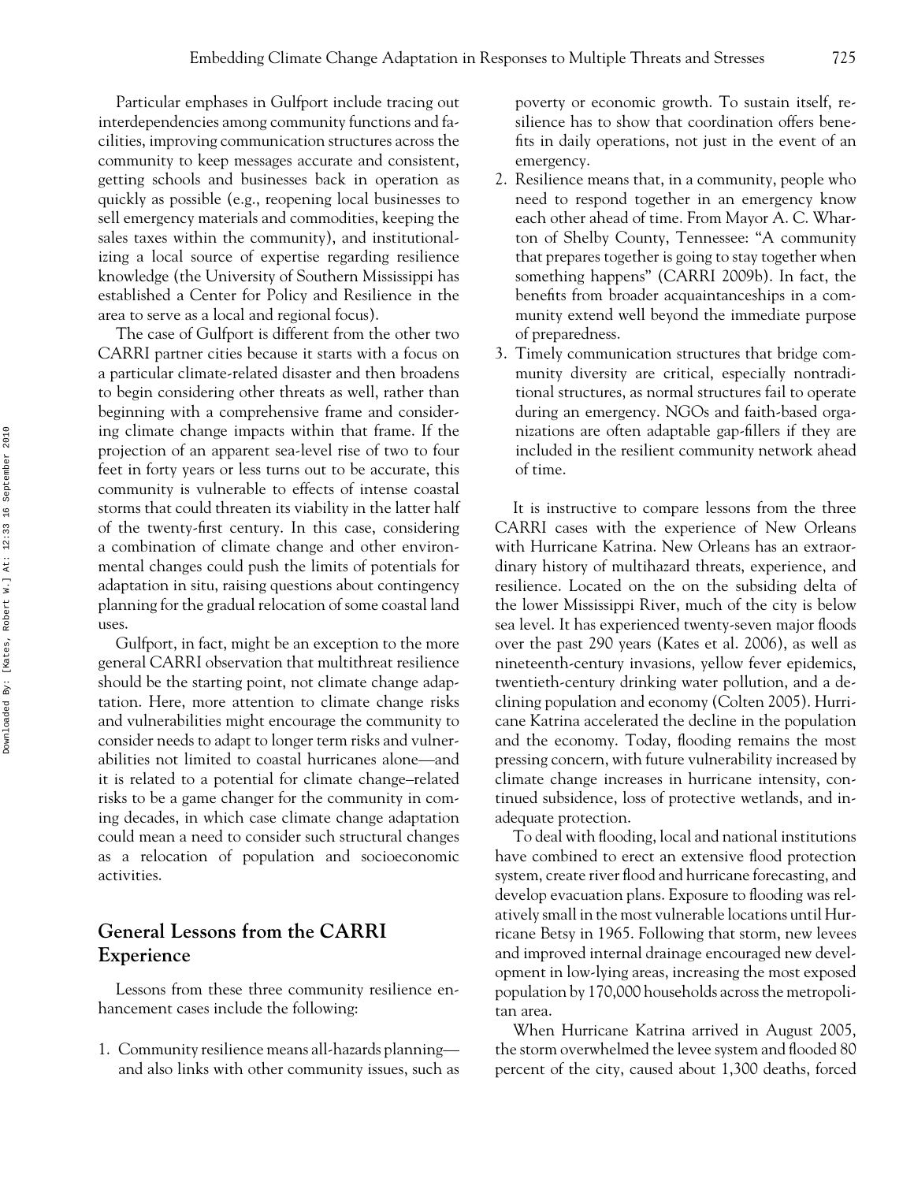Particular emphases in Gulfport include tracing out interdependencies among community functions and facilities, improving communication structures across the community to keep messages accurate and consistent, getting schools and businesses back in operation as quickly as possible (e.g., reopening local businesses to sell emergency materials and commodities, keeping the sales taxes within the community), and institutionalizing a local source of expertise regarding resilience knowledge (the University of Southern Mississippi has established a Center for Policy and Resilience in the area to serve as a local and regional focus).

The case of Gulfport is different from the other two CARRI partner cities because it starts with a focus on a particular climate-related disaster and then broadens to begin considering other threats as well, rather than beginning with a comprehensive frame and considering climate change impacts within that frame. If the projection of an apparent sea-level rise of two to four feet in forty years or less turns out to be accurate, this community is vulnerable to effects of intense coastal storms that could threaten its viability in the latter half of the twenty-first century. In this case, considering a combination of climate change and other environmental changes could push the limits of potentials for adaptation in situ, raising questions about contingency planning for the gradual relocation of some coastal land uses.

Gulfport, in fact, might be an exception to the more general CARRI observation that multithreat resilience should be the starting point, not climate change adaptation. Here, more attention to climate change risks and vulnerabilities might encourage the community to consider needs to adapt to longer term risks and vulnerabilities not limited to coastal hurricanes alone—and it is related to a potential for climate change–related risks to be a game changer for the community in coming decades, in which case climate change adaptation could mean a need to consider such structural changes as a relocation of population and socioeconomic activities.

## General Lessons from the CARRI Experience

Lessons from these three community resilience enhancement cases include the following:

1. Community resilience means all-hazards planning—and also links with other community issues, such as poverty or economic growth. To sustain itself, resilience has to show that coordination offers benefits in daily operations, not just in the event of an emergency.
2. Resilience means that, in a community, people who need to respond together in an emergency know each other ahead of time. From Mayor A. C. Wharton of Shelby County, Tennessee: "A community that prepares together is going to stay together when something happens" (CARRI 2009b). In fact, the benefits from broader acquaintanceships in a community extend well beyond the immediate purpose of preparedness.
3. Timely communication structures that bridge community diversity are critical, especially nontraditional structures, as normal structures fail to operate during an emergency. NGOs and faith-based organizations are often adaptable gap-fillers if they are included in the resilient community network ahead of time.

It is instructive to compare lessons from the three CARRI cases with the experience of New Orleans with Hurricane Katrina. New Orleans has an extraordinary history of multihazard threats, experience, and resilience. Located on the on the subsiding delta of the lower Mississippi River, much of the city is below sea level. It has experienced twenty-seven major floods over the past 290 years (Kates et al. 2006), as well as nineteenth-century invasions, yellow fever epidemics, twentieth-century drinking water pollution, and a declining population and economy (Colten 2005). Hurricane Katrina accelerated the decline in the population and the economy. Today, flooding remains the most pressing concern, with future vulnerability increased by climate change increases in hurricane intensity, continued subsidence, loss of protective wetlands, and inadequate protection.

To deal with flooding, local and national institutions have combined to erect an extensive flood protection system, create river flood and hurricane forecasting, and develop evacuation plans. Exposure to flooding was relatively small in the most vulnerable locations until Hurricane Betsy in 1965. Following that storm, new levees and improved internal drainage encouraged new development in low-lying areas, increasing the most exposed population by 170,000 households across the metropolitan area.

When Hurricane Katrina arrived in August 2005, the storm overwhelmed the levee system and flooded 80 percent of the city, caused about 1,300 deaths, forced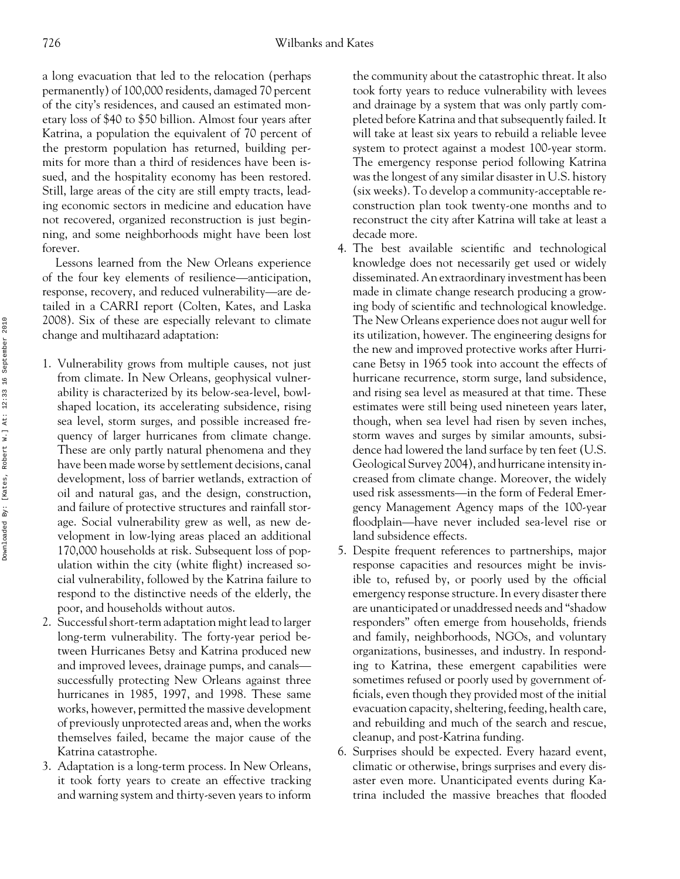a long evacuation that led to the relocation (perhaps permanently) of 100,000 residents, damaged 70 percent of the city's residences, and caused an estimated monetary loss of $40 to $50 billion. Almost four years after Katrina, a population the equivalent of 70 percent of the prestorm population has returned, building permits for more than a third of residences have been issued, and the hospitality economy has been restored. Still, large areas of the city are still empty tracts, leading economic sectors in medicine and education have not recovered, organized reconstruction is just beginning, and some neighborhoods might have been lost forever.

Lessons learned from the New Orleans experience of the four key elements of resilience—anticipation, response, recovery, and reduced vulnerability—are detailed in a CARRI report (Colten, Kates, and Laska 2008). Six of these are especially relevant to climate change and multihazard adaptation:

1. Vulnerability grows from multiple causes, not just from climate. In New Orleans, geophysical vulnerability is characterized by its below-sea-level, bowl-shaped location, its accelerating subsidence, rising sea level, storm surges, and possible increased frequency of larger hurricanes from climate change. These are only partly natural phenomena and they have been made worse by settlement decisions, canal development, loss of barrier wetlands, extraction of oil and natural gas, and the design, construction, and failure of protective structures and rainfall storage. Social vulnerability grew as well, as new development in low-lying areas placed an additional 170,000 households at risk. Subsequent loss of population within the city (white flight) increased social vulnerability, followed by the Katrina failure to respond to the distinctive needs of the elderly, the poor, and households without autos.
2. Successful short-term adaptation might lead to larger long-term vulnerability. The forty-year period between Hurricanes Betsy and Katrina produced new and improved levees, drainage pumps, and canals—successfully protecting New Orleans against three hurricanes in 1985, 1997, and 1998. These same works, however, permitted the massive development of previously unprotected areas and, when the works themselves failed, became the major cause of the Katrina catastrophe.
3. Adaptation is a long-term process. In New Orleans, it took forty years to create an effective tracking and warning system and thirty-seven years to inform the community about the catastrophic threat. It also took forty years to reduce vulnerability with levees and drainage by a system that was only partly completed before Katrina and that subsequently failed. It will take at least six years to rebuild a reliable levee system to protect against a modest 100-year storm. The emergency response period following Katrina was the longest of any similar disaster in U.S. history (six weeks). To develop a community-acceptable reconstruction plan took twenty-one months and to reconstruct the city after Katrina will take at least a decade more.
4. The best available scientific and technological knowledge does not necessarily get used or widely disseminated. An extraordinary investment has been made in climate change research producing a growing body of scientific and technological knowledge. The New Orleans experience does not augur well for its utilization, however. The engineering designs for the new and improved protective works after Hurricane Betsy in 1965 took into account the effects of hurricane recurrence, storm surge, land subsidence, and rising sea level as measured at that time. These estimates were still being used nineteen years later, though, when sea level had risen by seven inches, storm waves and surges by similar amounts, subsidence had lowered the land surface by ten feet (U.S. Geological Survey 2004), and hurricane intensity increased from climate change. Moreover, the widely used risk assessments—in the form of Federal Emergency Management Agency maps of the 100-year floodplain—have never included sea-level rise or land subsidence effects.
5. Despite frequent references to partnerships, major response capacities and resources might be invisible to, refused by, or poorly used by the official emergency response structure. In every disaster there are unanticipated or unaddressed needs and "shadow responders" often emerge from households, friends and family, neighborhoods, NGOs, and voluntary organizations, businesses, and industry. In responding to Katrina, these emergent capabilities were sometimes refused or poorly used by government officials, even though they provided most of the initial evacuation capacity, sheltering, feeding, health care, and rebuilding and much of the search and rescue, cleanup, and post-Katrina funding.
6. Surprises should be expected. Every hazard event, climatic or otherwise, brings surprises and every disaster even more. Unanticipated events during Katrina included the massive breaches that flooded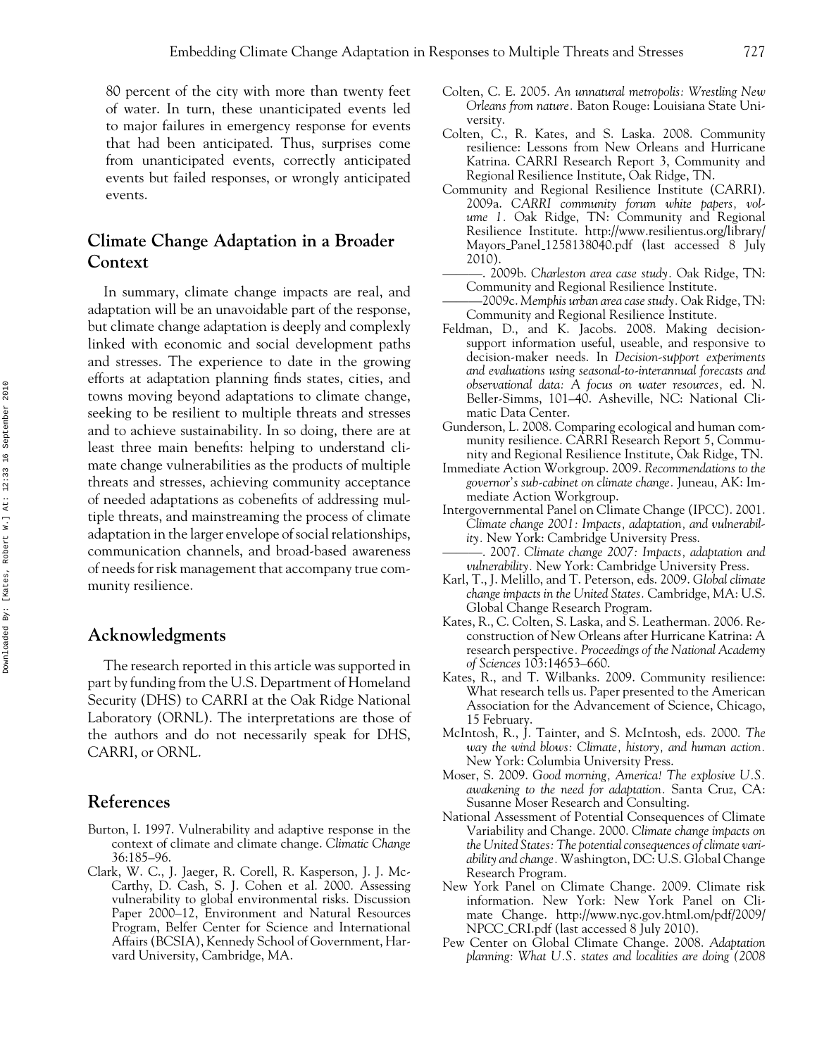80 percent of the city with more than twenty feet of water. In turn, these unanticipated events led to major failures in emergency response for events that had been anticipated. Thus, surprises come from unanticipated events, correctly anticipated events but failed responses, or wrongly anticipated events.

## Climate Change Adaptation in a Broader Context

In summary, climate change impacts are real, and adaptation will be an unavoidable part of the response, but climate change adaptation is deeply and complexly linked with economic and social development paths and stresses. The experience to date in the growing efforts at adaptation planning finds states, cities, and towns moving beyond adaptations to climate change, seeking to be resilient to multiple threats and stresses and to achieve sustainability. In so doing, there are at least three main benefits: helping to understand climate change vulnerabilities as the products of multiple threats and stresses, achieving community acceptance of needed adaptations as cobenefits of addressing multiple threats, and mainstreaming the process of climate adaptation in the larger envelope of social relationships, communication channels, and broad-based awareness of needs for risk management that accompany true community resilience.

## Acknowledgments

The research reported in this article was supported in part by funding from the U.S. Department of Homeland Security (DHS) to CARRI at the Oak Ridge National Laboratory (ORNL). The interpretations are those of the authors and do not necessarily speak for DHS, CARRI, or ORNL.

## References

Burton, I. 1997. Vulnerability and adaptive response in the context of climate and climate change. *Climatic Change* 36:185–96.

Clark, W. C., J. Jaeger, R. Corell, R. Kasperson, J. J. McCarthy, D. Cash, S. J. Cohen et al. 2000. Assessing vulnerability to global environmental risks. Discussion Paper 2000–12, Environment and Natural Resources Program, Belfer Center for Science and International Affairs (BCSIA), Kennedy School of Government, Harvard University, Cambridge, MA.

Colten, C. E. 2005. *An unnatural metropolis: Wrestling New Orleans from nature*. Baton Rouge: Louisiana State University.

Colten, C., R. Kates, and S. Laska. 2008. Community resilience: Lessons from New Orleans and Hurricane Katrina. CARRI Research Report 3, Community and Regional Resilience Institute, Oak Ridge, TN.

Community and Regional Resilience Institute (CARRI). 2009a. *CARRI community forum white papers, volume 1*. Oak Ridge, TN: Community and Regional Resilience Institute. http://www.resilientus.org/library/Mayors_Panel_1258138040.pdf (last accessed 8 July 2010).

———. 2009b. *Charleston area case study*. Oak Ridge, TN: Community and Regional Resilience Institute.

———2009c. *Memphis urban area case study*. Oak Ridge, TN: Community and Regional Resilience Institute.

Feldman, D., and K. Jacobs. 2008. Making decision-support information useful, useable, and responsive to decision-maker needs. In *Decision-support experiments and evaluations using seasonal-to-interannual forecasts and observational data: A focus on water resources*, ed. N. Beller-Simms, 101–40. Asheville, NC: National Climatic Data Center.

Gunderson, L. 2008. Comparing ecological and human community resilience. CARRI Research Report 5, Community and Regional Resilience Institute, Oak Ridge, TN.

Immediate Action Workgroup. 2009. *Recommendations to the governor's sub-cabinet on climate change*. Juneau, AK: Immediate Action Workgroup.

Intergovernmental Panel on Climate Change (IPCC). 2001. *Climate change 2001: Impacts, adaptation, and vulnerability*. New York: Cambridge University Press.

———. 2007. *Climate change 2007: Impacts, adaptation and vulnerability*. New York: Cambridge University Press.

Karl, T., J. Melillo, and T. Peterson, eds. 2009. *Global climate change impacts in the United States*. Cambridge, MA: U.S. Global Change Research Program.

Kates, R., C. Colten, S. Laska, and S. Leatherman. 2006. Reconstruction of New Orleans after Hurricane Katrina: A research perspective. *Proceedings of the National Academy of Sciences* 103:14653–660.

Kates, R., and T. Wilbanks. 2009. Community resilience: What research tells us. Paper presented to the American Association for the Advancement of Science, Chicago, 15 February.

McIntosh, R., J. Tainter, and S. McIntosh, eds. 2000. *The way the wind blows: Climate, history, and human action*. New York: Columbia University Press.

Moser, S. 2009. *Good morning, America! The explosive U.S. awakening to the need for adaptation*. Santa Cruz, CA: Susanne Moser Research and Consulting.

National Assessment of Potential Consequences of Climate Variability and Change. 2000. *Climate change impacts on the United States: The potential consequences of climate variability and change*. Washington, DC: U.S. Global Change Research Program.

New York Panel on Climate Change. 2009. Climate risk information. New York: New York Panel on Climate Change. http://www.nyc.gov.html.om/pdf/2009/NPCC_CRI.pdf (last accessed 8 July 2010).

Pew Center on Global Climate Change. 2008. *Adaptation planning: What U.S. states and localities are doing (2008*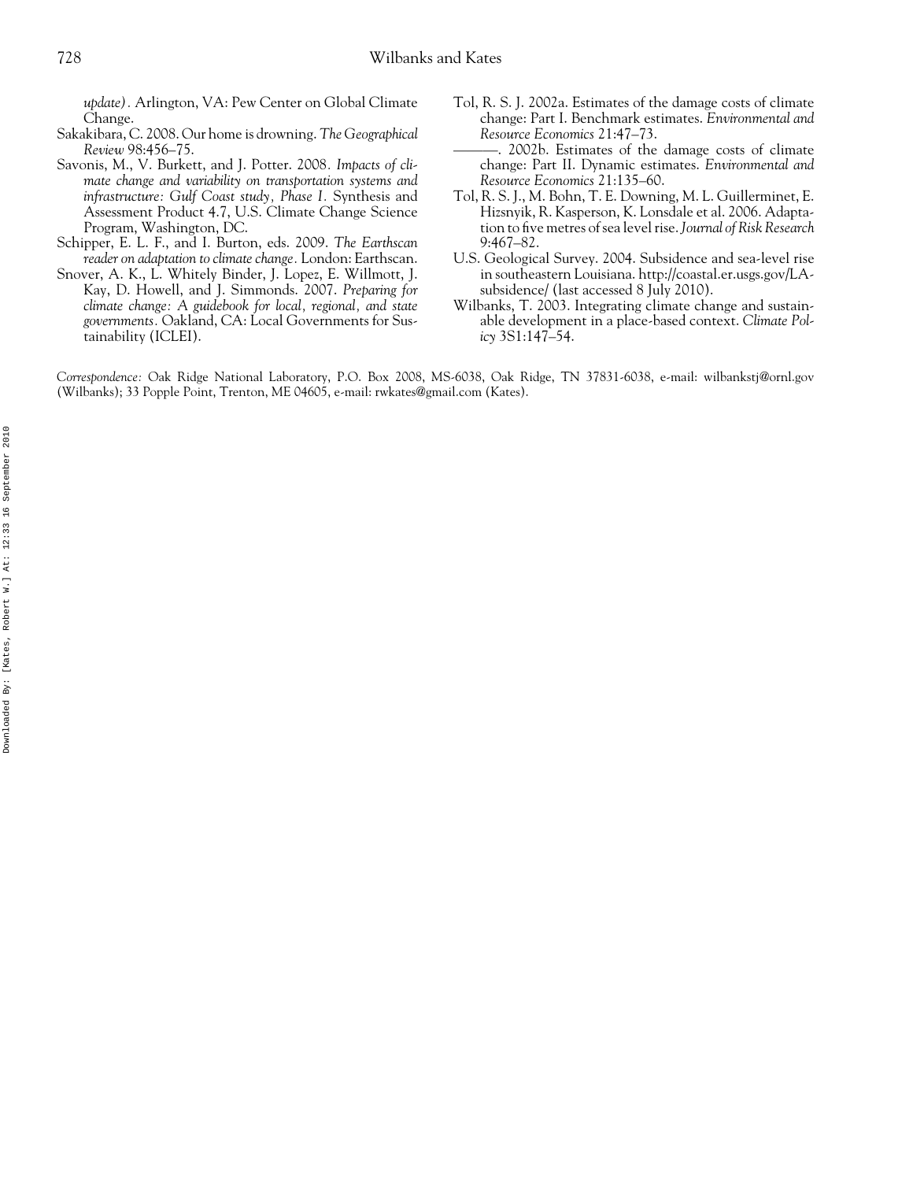*update)*. Arlington, VA: Pew Center on Global Climate Change.

Sakakibara, C. 2008. Our home is drowning. *The Geographical Review* 98:456–75.

Savonis, M., V. Burkett, and J. Potter. 2008. *Impacts of climate change and variability on transportation systems and infrastructure: Gulf Coast study, Phase I*. Synthesis and Assessment Product 4.7, U.S. Climate Change Science Program, Washington, DC.

Schipper, E. L. F., and I. Burton, eds. 2009. *The Earthscan reader on adaptation to climate change*. London: Earthscan.

Snover, A. K., L. Whitely Binder, J. Lopez, E. Willmott, J. Kay, D. Howell, and J. Simmonds. 2007. *Preparing for climate change: A guidebook for local, regional, and state governments*. Oakland, CA: Local Governments for Sustainability (ICLEI).

Tol, R. S. J. 2002a. Estimates of the damage costs of climate change: Part I. Benchmark estimates. *Environmental and Resource Economics* 21:47–73.

———. 2002b. Estimates of the damage costs of climate change: Part II. Dynamic estimates. *Environmental and Resource Economics* 21:135–60.

Tol, R. S. J., M. Bohn, T. E. Downing, M. L. Guillerminet, E. Hizsnyik, R. Kasperson, K. Lonsdale et al. 2006. Adaptation to five metres of sea level rise. *Journal of Risk Research* 9:467–82.

U.S. Geological Survey. 2004. Subsidence and sea-level rise in southeastern Louisiana. http://coastal.er.usgs.gov/LA-subsidence/ (last accessed 8 July 2010).

Wilbanks, T. 2003. Integrating climate change and sustainable development in a place-based context. *Climate Policy* 3S1:147–54.

*Correspondence:* Oak Ridge National Laboratory, P.O. Box 2008, MS-6038, Oak Ridge, TN 37831-6038, e-mail: wilbankstj@ornl.gov (Wilbanks); 33 Popple Point, Trenton, ME 04605, e-mail: rwkates@gmail.com (Kates).